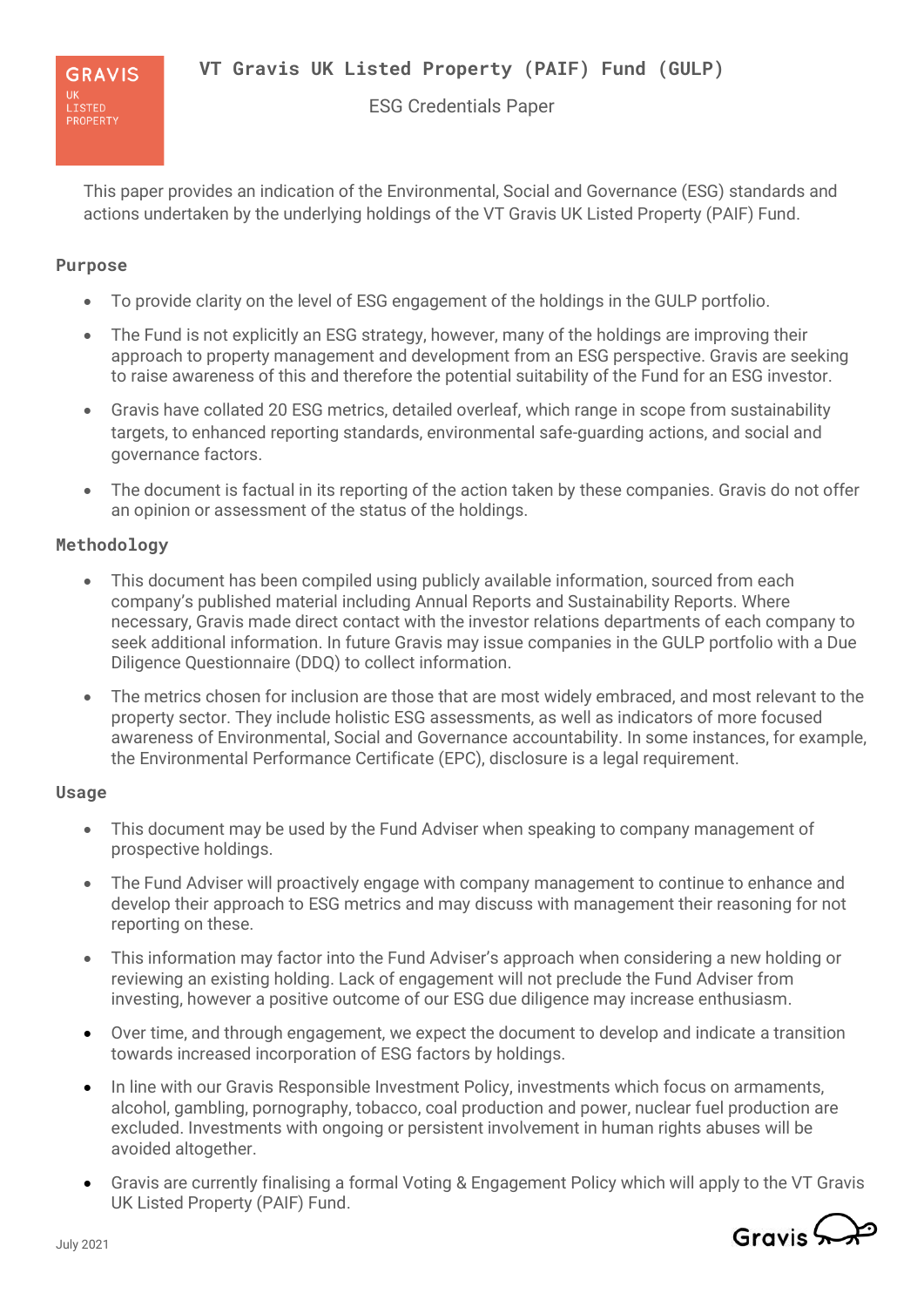GRAVIS
UK
LISTED
PROPERTY

# VT Gravis UK Listed Property (PAIF) Fund (GULP)

ESG Credentials Paper

This paper provides an indication of the Environmental, Social and Governance (ESG) standards and actions undertaken by the underlying holdings of the VT Gravis UK Listed Property (PAIF) Fund.

## Purpose

- To provide clarity on the level of ESG engagement of the holdings in the GULP portfolio.
- The Fund is not explicitly an ESG strategy, however, many of the holdings are improving their approach to property management and development from an ESG perspective. Gravis are seeking to raise awareness of this and therefore the potential suitability of the Fund for an ESG investor.
- Gravis have collated 20 ESG metrics, detailed overleaf, which range in scope from sustainability targets, to enhanced reporting standards, environmental safe-guarding actions, and social and governance factors.
- The document is factual in its reporting of the action taken by these companies. Gravis do not offer an opinion or assessment of the status of the holdings.

## Methodology

- This document has been compiled using publicly available information, sourced from each company's published material including Annual Reports and Sustainability Reports. Where necessary, Gravis made direct contact with the investor relations departments of each company to seek additional information. In future Gravis may issue companies in the GULP portfolio with a Due Diligence Questionnaire (DDQ) to collect information.
- The metrics chosen for inclusion are those that are most widely embraced, and most relevant to the property sector. They include holistic ESG assessments, as well as indicators of more focused awareness of Environmental, Social and Governance accountability. In some instances, for example, the Environmental Performance Certificate (EPC), disclosure is a legal requirement.

## Usage

- This document may be used by the Fund Adviser when speaking to company management of prospective holdings.
- The Fund Adviser will proactively engage with company management to continue to enhance and develop their approach to ESG metrics and may discuss with management their reasoning for not reporting on these.
- This information may factor into the Fund Adviser's approach when considering a new holding or reviewing an existing holding. Lack of engagement will not preclude the Fund Adviser from investing, however a positive outcome of our ESG due diligence may increase enthusiasm.
- Over time, and through engagement, we expect the document to develop and indicate a transition towards increased incorporation of ESG factors by holdings.
- In line with our Gravis Responsible Investment Policy, investments which focus on armaments, alcohol, gambling, pornography, tobacco, coal production and power, nuclear fuel production are excluded. Investments with ongoing or persistent involvement in human rights abuses will be avoided altogether.
- Gravis are currently finalising a formal Voting & Engagement Policy which will apply to the VT Gravis UK Listed Property (PAIF) Fund.

July 2021

Gravis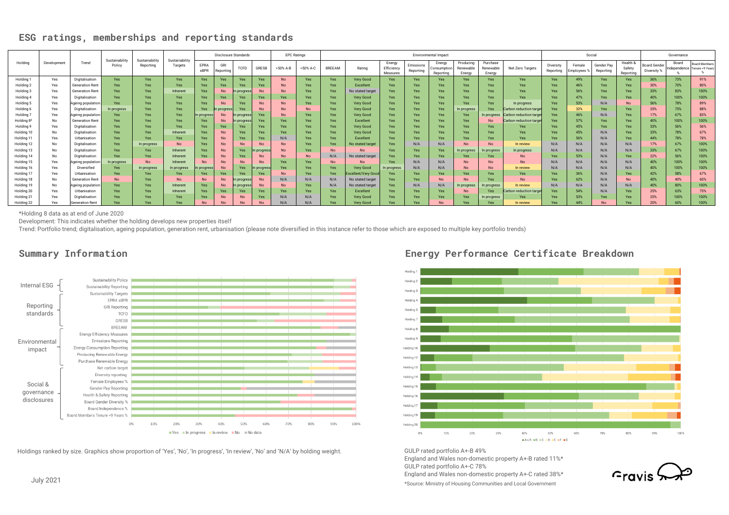## ESG ratings, memberships and reporting standards

| Holding | Development | Trend | Sustainability Policy | Sustainability Reporting | Sustainability Targets | Disclosure Standards | | | | EPC Ratings | | Environmental Impact | | | | | | | | | Social | | | | Governance | | |
|---|---|---|---|---|---|---|---|---|---|---|---|---|---|---|---|---|---|---|---|---|---|---|---|---|---|---|---|
| | | | | | | EPRA sBPR | GRI Reporting | TCFD | GRESB | >50% A-B | >50% A-C | BREEAM | Rating | Energy Efficiency Measures | Emissions Reporting | Energy Consumption Reporting | Producing Renewable Energy | Purchase Renewable Energy | Net Zero Targets | Diversity Reporting | Female Employees % | Gender Pay Reporting | Health & Safety Reporting | Board Gender Diversity % | Board Independence % | Board Members Tenure <9 Years % |
| Holding 1 | Yes | Digitalisation | Yes | Yes | Yes | Yes | Yes | Yes | Yes | No | Yes | Yes | Very Good | Yes | Yes | Yes | Yes | Yes | Yes | Yes | 49% | Yes | Yes | 36% | 73% | 91% |
| Holding 2 | Yes | Generation Rent | Yes | Yes | Yes | Yes | Yes | Yes | Yes | No | Yes | Yes | Excellent | Yes | Yes | Yes | Yes | Yes | Yes | Yes | 46% | Yes | Yes | 30% | 70% | 80% |
| Holding 3 | Yes | Generation Rent | Yes | Yes | Inherent | Yes | No | In progress | No | No | Yes | Yes | No stated target | Yes | Yes | Yes | Yes | Yes | Yes | Yes | 56% | Yes | Yes | 33% | 83% | 100% |
| Holding 4 | Yes | Digitalisation | Yes | Yes | Yes | Yes | Yes | Yes | Yes | Yes | Yes | Yes | Very Good | Yes | Yes | Yes | Yes | Yes | Yes | Yes | 47% | Yes | Yes | 40% | 100% | 100% |
| Holding 5 | Yes | Ageing population | Yes | Yes | Yes | Yes | No | Yes | No | No | Yes | Yes | Very Good | Yes | Yes | Yes | Yes | Yes | In progress | Yes | 53% | N/A | No | 56% | 78% | 89% |
| Holding 6 | Yes | Digitalisation | In progress | Yes | Yes | Yes | In progress | Yes | No | No | No | Yes | Very Good | Yes | Yes | Yes | In progress | Yes | Carbon reduction target | Yes | 32% | Yes | Yes | 25% | 75% | 88% |
| Holding 7 | Yes | Ageing population | Yes | Yes | Yes | In progress | No | In progress | Yes | No | Yes | Yes | Very Good | Yes | Yes | Yes | Yes | In progress | Carbon reduction target | Yes | 46% | N/A | Yes | 17% | 67% | 83% |
| Holding 8* | No | Generation Rent | Yes | Yes | Yes | Yes | No | In progress | Yes | Yes | Yes | Yes | Excellent | Yes | Yes | Yes | Yes | No | Carbon reduction target | Yes | 57% | Yes | Yes | 40% | 100% | 100% |
| Holding 9 | Yes | Digitalisation | Yes | Yes | Yes | Yes | Yes | Yes | Yes | Yes | Yes | Yes | Very Good | Yes | Yes | Yes | Yes | Yes | Yes | Yes | 45% | Yes | Yes | 33% | 56% | 56% |
| Holding 10 | No | Digitalisation | Yes | Yes | Inherent | Yes | No | Yes | Yes | Yes | Yes | Yes | Very Good | Yes | Yes | Yes | Yes | Yes | Yes | Yes | 45% | N/A | Yes | 33% | 78% | 67% |
| Holding 11 | Yes | Urbanisation | Yes | Yes | Yes | Yes | No | Yes | Yes | N/A | Yes | Yes | Excellent | Yes | Yes | Yes | Yes | Yes | Yes | Yes | 56% | N/A | Yes | 44% | 78% | 78% |
| Holding 12 | No | Digitalisation | Yes | In progress | No | Yes | No | No | No | No | Yes | Yes | No stated target | Yes | N/A | N/A | No | No | In review | N/A | N/A | N/A | N/A | 17% | 67% | 100% |
| Holding 13 | No | Digitalisation | Yes | Yes | Inherent | Yes | No | Yes | In progress | No | Yes | No | No | Yes | Yes | Yes | In progress | In progress | In progress | N/A | N/A | N/A | N/A | 33% | 67% | 100% |
| Holding 14 | No | Digitalisation | Yes | Yes | Inherent | Yes | No | Yes | No | No | No | N/A | No stated target | Yes | Yes | Yes | Yes | Yes | No | Yes | 53% | N/A | Yes | 22% | 56% | 100% |
| Holding 15 | Yes | Ageing population | In progress | No | Inherent | No | No | No | No | Yes | Yes | No | No | Yes | N/A | N/A | No | No | No | N/A | N/A | N/A | N/A | 40% | 100% | 100% |
| Holding 16 | Yes | Diversified | Yes | In progress | In progress | In progress | No | Yes | In progress | Yes | Yes | Yes | Very Good | In progress | N/A | N/A | No | No | In review | N/A | N/A | N/A | N/A | 40% | 100% | 100% |
| Holding 17 | Yes | Urbanisation | Yes | Yes | Yes | Yes | Yes | Yes | Yes | No | Yes | Yes | Excellent/Very Good | Yes | Yes | Yes | Yes | Yes | Yes | Yes | 36% | N/A | Yes | 42% | 58% | 67% |
| Holding 18 | No | Generation Rent | No | Yes | No | No | No | No | No | N/A | N/A | N/A | No stated target | Yes | Yes | No | No | Yes | No | Yes | 62% | N/A | No | 40% | 40% | 60% |
| Holding 19 | No | Ageing population | Yes | Yes | Inherent | Yes | No | In progress | No | No | Yes | N/A | No stated target | Yes | N/A | N/A | In progress | In progress | In review | N/A | N/A | N/A | N/A | 40% | 80% | 100% |
| Holding 20 | Yes | Urbanisation | Yes | Yes | Inherent | Yes | Yes | Yes | Yes | Yes | Yes | Yes | Excellent | Yes | Yes | Yes | No | Yes | Carbon reduction target | Yes | 54% | N/A | Yes | 25% | 63% | 75% |
| Holding 21 | Yes | Digitalisation | Yes | Yes | Yes | Yes | No | No | Yes | N/A | N/A | Yes | Very Good | Yes | Yes | Yes | Yes | In progress | Yes | Yes | 53% | Yes | Yes | 25% | 100% | 100% |
| Holding 22 | Yes | Generation Rent | Yes | Yes | Yes | No | No | No | No | N/A | N/A | Yes | Very Good | Yes | Yes | No | Yes | Yes | In review | Yes | 44% | No | Yes | 20% | 60% | 100% |

*Holding 8 data as at end of June 2020

Development: This indicates whether the holding develops new properties itself

Trend: Portfolio trend; digitalisation, ageing population, generation rent, urbanisation (please note diversified in this instance refer to those which are exposed to multiple key portfolio trends)

## Summary Information

Internal ESG: Sustainability Policy, Sustainability Reporting, Sustainability Targets

Reporting standards: EPRA sBPR, GRI Reporting, TCFD, GRESB, BREEAM

Environmental impact: Energy Efficiency Measures, Emissions Reporting, Energy Consumption Reporting, Producing Renewable Energy, Purchase Renewable Energy, Net carbon target

Social & governance disclosures: Diversity reporting, Female Employees %, Gender Pay Reporting, Health & Safety Reporting, Board Gender Diversity %, Board Independence %, Board Members Tenure <9 Years %

0% 10% 20% 30% 40% 50% 60% 70% 80% 90% 100%

Yes, In progress, In review, No, No data

Holdings ranked by size. Graphics show proportion of 'Yes', 'No', 'In progress', 'In review', 'No' and 'N/A' by holding weight.

## Energy Performance Certificate Breakdown

Holding 1, Holding 2, Holding 3, Holding 4, Holding 5, Holding 7, Holding 8, Holding 9, Holding 10, Holding 12, Holding 13, Holding 14, Holding 15, Holding 16, Holding 17, Holding 19, Holding 20

0% 10% 20% 30% 40% 50% 60% 70% 80% 90% 100%

A+/A, B, C, D, E, F, G

GULP rated portfolio A+-B 49%

England and Wales non-domestic property A+-B rated 11%*

GULP rated portfolio A+-C 78%

England and Wales non-domestic property A+-C rated 38%*

*Source: Ministry of Housing Communities and Local Government

July 2021

Gravis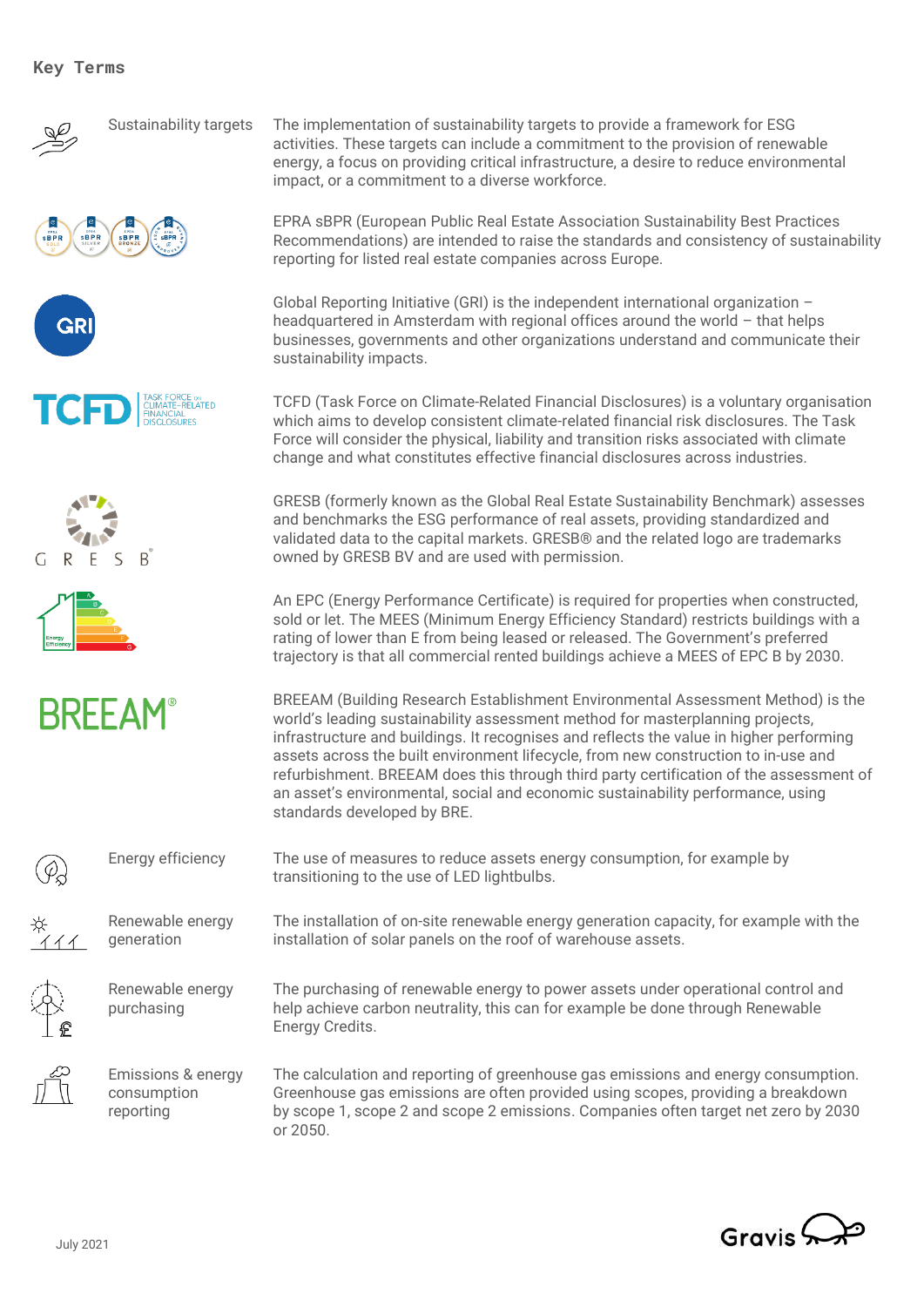## Key Terms

| | |
|---|---|
| Sustainability targets | The implementation of sustainability targets to provide a framework for ESG activities. These targets can include a commitment to the provision of renewable energy, a focus on providing critical infrastructure, a desire to reduce environmental impact, or a commitment to a diverse workforce. |
| | EPRA sBPR (European Public Real Estate Association Sustainability Best Practices Recommendations) are intended to raise the standards and consistency of sustainability reporting for listed real estate companies across Europe. |
| | Global Reporting Initiative (GRI) is the independent international organization – headquartered in Amsterdam with regional offices around the world – that helps businesses, governments and other organizations understand and communicate their sustainability impacts. |
| | TCFD (Task Force on Climate-Related Financial Disclosures) is a voluntary organisation which aims to develop consistent climate-related financial risk disclosures. The Task Force will consider the physical, liability and transition risks associated with climate change and what constitutes effective financial disclosures across industries. |
| | GRESB (formerly known as the Global Real Estate Sustainability Benchmark) assesses and benchmarks the ESG performance of real assets, providing standardized and validated data to the capital markets. GRESB® and the related logo are trademarks owned by GRESB BV and are used with permission. |
| | An EPC (Energy Performance Certificate) is required for properties when constructed, sold or let. The MEES (Minimum Energy Efficiency Standard) restricts buildings with a rating of lower than E from being leased or released. The Government's preferred trajectory is that all commercial rented buildings achieve a MEES of EPC B by 2030. |
| | BREEAM (Building Research Establishment Environmental Assessment Method) is the world's leading sustainability assessment method for masterplanning projects, infrastructure and buildings. It recognises and reflects the value in higher performing assets across the built environment lifecycle, from new construction to in-use and refurbishment. BREEAM does this through third party certification of the assessment of an asset's environmental, social and economic sustainability performance, using standards developed by BRE. |
| Energy efficiency | The use of measures to reduce assets energy consumption, for example by transitioning to the use of LED lightbulbs. |
| Renewable energy generation | The installation of on-site renewable energy generation capacity, for example with the installation of solar panels on the roof of warehouse assets. |
| Renewable energy purchasing | The purchasing of renewable energy to power assets under operational control and help achieve carbon neutrality, this can for example be done through Renewable Energy Credits. |
| Emissions & energy consumption reporting | The calculation and reporting of greenhouse gas emissions and energy consumption. Greenhouse gas emissions are often provided using scopes, providing a breakdown by scope 1, scope 2 and scope 2 emissions. Companies often target net zero by 2030 or 2050. |

July 2021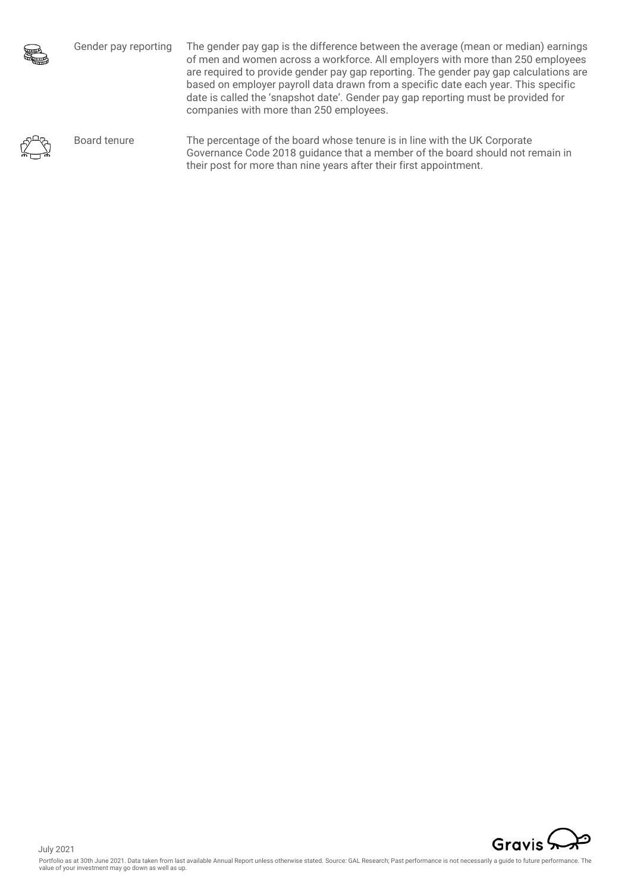| | |
|---|---|
| Gender pay reporting | The gender pay gap is the difference between the average (mean or median) earnings of men and women across a workforce. All employers with more than 250 employees are required to provide gender pay gap reporting. The gender pay gap calculations are based on employer payroll data drawn from a specific date each year. This specific date is called the 'snapshot date'. Gender pay gap reporting must be provided for companies with more than 250 employees. |
| Board tenure | The percentage of the board whose tenure is in line with the UK Corporate Governance Code 2018 guidance that a member of the board should not remain in their post for more than nine years after their first appointment. |

July 2021

Portfolio as at 30th June 2021. Data taken from last available Annual Report unless otherwise stated. Source: GAL Research; Past performance is not necessarily a guide to future performance. The value of your investment may go down as well as up.